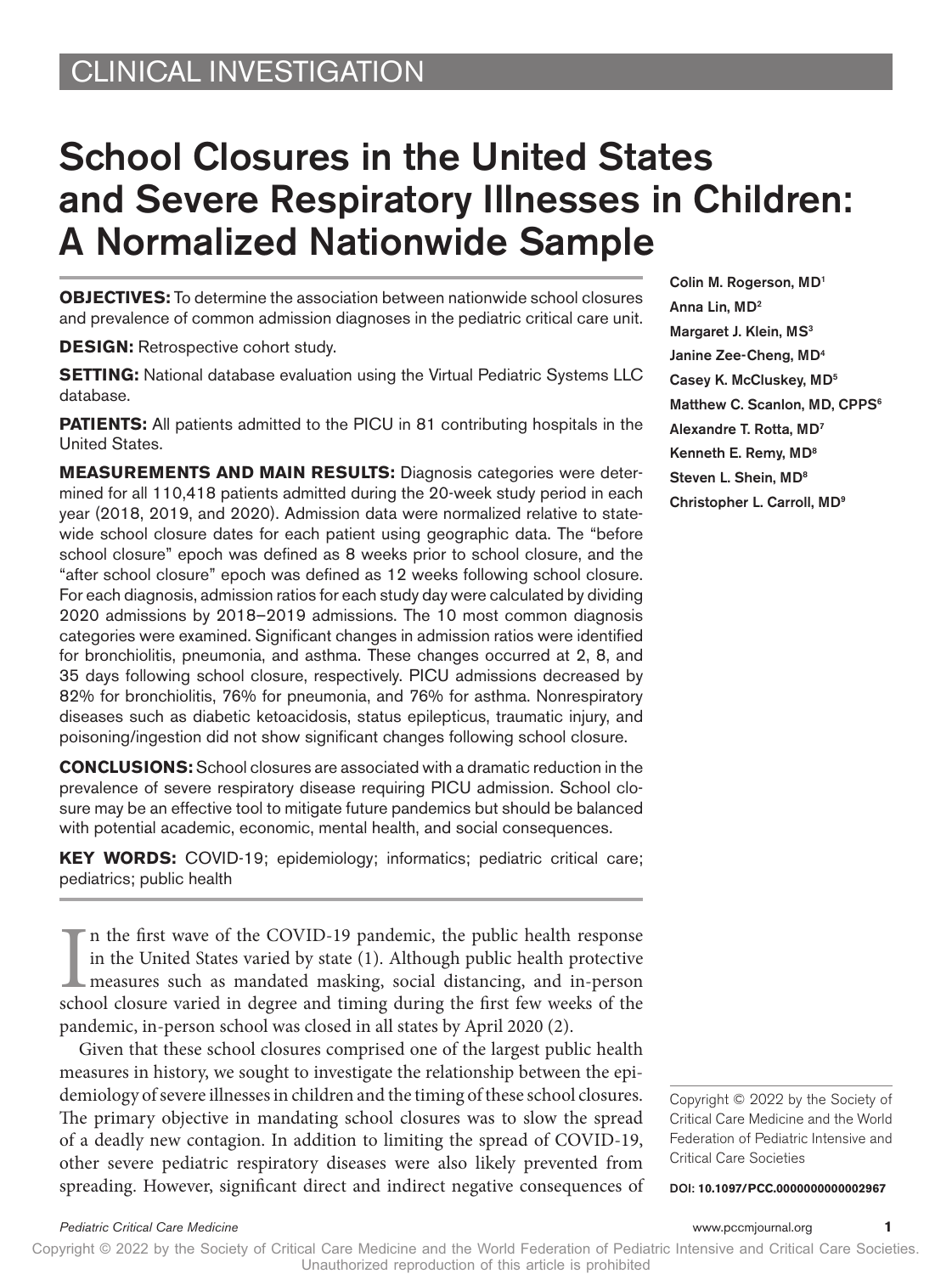CLINICAL INVESTIGATION

# School Closures in the United States and Severe Respiratory Illnesses in Children: A Normalized Nationwide Sample

Colin M. Rogerson, MD[1]
Anna Lin, MD[2]
Margaret J. Klein, MS[3]
Janine Zee-Cheng, MD[4]
Casey K. McCluskey, MD[5]
Matthew C. Scanlon, MD, CPPS[6]
Alexandre T. Rotta, MD[7]
Kenneth E. Remy, MD[8]
Steven L. Shein, MD[8]
Christopher L. Carroll, MD[9]

**OBJECTIVES:** To determine the association between nationwide school closures and prevalence of common admission diagnoses in the pediatric critical care unit.

**DESIGN:** Retrospective cohort study.

**SETTING:** National database evaluation using the Virtual Pediatric Systems LLC database.

**PATIENTS:** All patients admitted to the PICU in 81 contributing hospitals in the United States.

**MEASUREMENTS AND MAIN RESULTS:** Diagnosis categories were determined for all 110,418 patients admitted during the 20-week study period in each year (2018, 2019, and 2020). Admission data were normalized relative to statewide school closure dates for each patient using geographic data. The "before school closure" epoch was defined as 8 weeks prior to school closure, and the "after school closure" epoch was defined as 12 weeks following school closure. For each diagnosis, admission ratios for each study day were calculated by dividing 2020 admissions by 2018–2019 admissions. The 10 most common diagnosis categories were examined. Significant changes in admission ratios were identified for bronchiolitis, pneumonia, and asthma. These changes occurred at 2, 8, and 35 days following school closure, respectively. PICU admissions decreased by 82% for bronchiolitis, 76% for pneumonia, and 76% for asthma. Nonrespiratory diseases such as diabetic ketoacidosis, status epilepticus, traumatic injury, and poisoning/ingestion did not show significant changes following school closure.

**CONCLUSIONS:** School closures are associated with a dramatic reduction in the prevalence of severe respiratory disease requiring PICU admission. School closure may be an effective tool to mitigate future pandemics but should be balanced with potential academic, economic, mental health, and social consequences.

**KEY WORDS:** COVID-19; epidemiology; informatics; pediatric critical care; pediatrics; public health

In the first wave of the COVID-19 pandemic, the public health response in the United States varied by state (1). Although public health protective measures such as mandated masking, social distancing, and in-person school closure varied in degree and timing during the first few weeks of the pandemic, in-person school was closed in all states by April 2020 (2).

Given that these school closures comprised one of the largest public health measures in history, we sought to investigate the relationship between the epidemiology of severe illnesses in children and the timing of these school closures. The primary objective in mandating school closures was to slow the spread of a deadly new contagion. In addition to limiting the spread of COVID-19, other severe pediatric respiratory diseases were also likely prevented from spreading. However, significant direct and indirect negative consequences of

Copyright © 2022 by the Society of Critical Care Medicine and the World Federation of Pediatric Intensive and Critical Care Societies

DOI: 10.1097/PCC.0000000000002967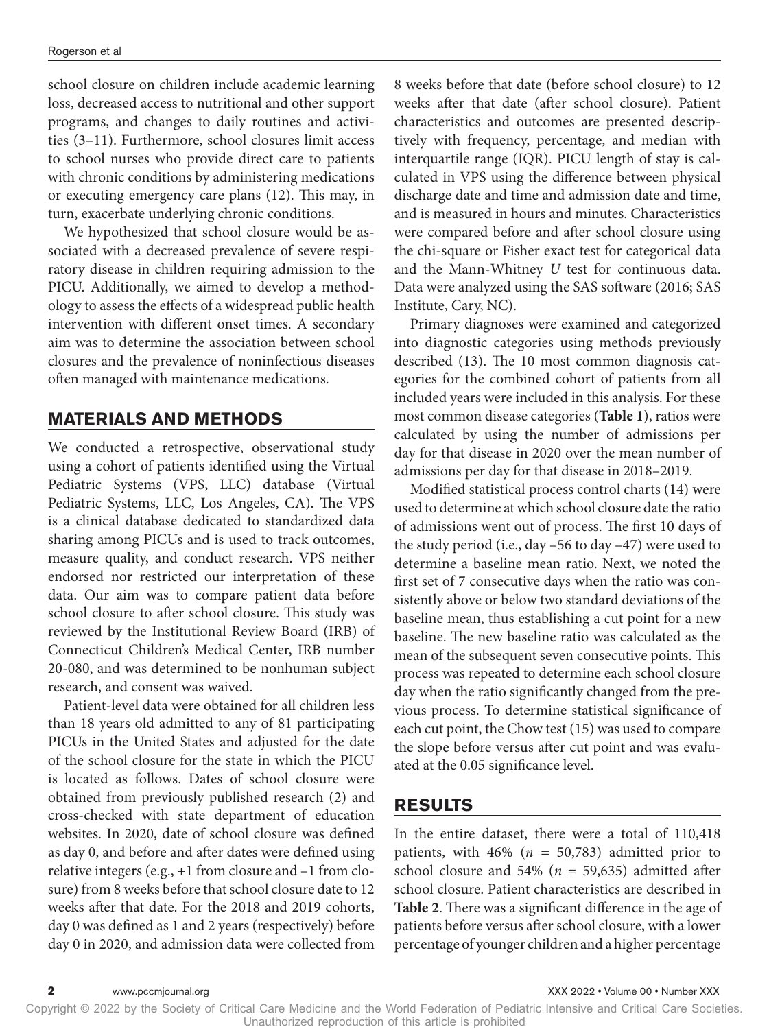school closure on children include academic learning loss, decreased access to nutritional and other support programs, and changes to daily routines and activities (3–11). Furthermore, school closures limit access to school nurses who provide direct care to patients with chronic conditions by administering medications or executing emergency care plans (12). This may, in turn, exacerbate underlying chronic conditions.

We hypothesized that school closure would be associated with a decreased prevalence of severe respiratory disease in children requiring admission to the PICU. Additionally, we aimed to develop a methodology to assess the effects of a widespread public health intervention with different onset times. A secondary aim was to determine the association between school closures and the prevalence of noninfectious diseases often managed with maintenance medications.

## MATERIALS AND METHODS

We conducted a retrospective, observational study using a cohort of patients identified using the Virtual Pediatric Systems (VPS, LLC) database (Virtual Pediatric Systems, LLC, Los Angeles, CA). The VPS is a clinical database dedicated to standardized data sharing among PICUs and is used to track outcomes, measure quality, and conduct research. VPS neither endorsed nor restricted our interpretation of these data. Our aim was to compare patient data before school closure to after school closure. This study was reviewed by the Institutional Review Board (IRB) of Connecticut Children's Medical Center, IRB number 20-080, and was determined to be nonhuman subject research, and consent was waived.

Patient-level data were obtained for all children less than 18 years old admitted to any of 81 participating PICUs in the United States and adjusted for the date of the school closure for the state in which the PICU is located as follows. Dates of school closure were obtained from previously published research (2) and cross-checked with state department of education websites. In 2020, date of school closure was defined as day 0, and before and after dates were defined using relative integers (e.g., +1 from closure and –1 from closure) from 8 weeks before that school closure date to 12 weeks after that date. For the 2018 and 2019 cohorts, day 0 was defined as 1 and 2 years (respectively) before day 0 in 2020, and admission data were collected from 8 weeks before that date (before school closure) to 12 weeks after that date (after school closure). Patient characteristics and outcomes are presented descriptively with frequency, percentage, and median with interquartile range (IQR). PICU length of stay is calculated in VPS using the difference between physical discharge date and time and admission date and time, and is measured in hours and minutes. Characteristics were compared before and after school closure using the chi-square or Fisher exact test for categorical data and the Mann-Whitney *U* test for continuous data. Data were analyzed using the SAS software (2016; SAS Institute, Cary, NC).

Primary diagnoses were examined and categorized into diagnostic categories using methods previously described (13). The 10 most common diagnosis categories for the combined cohort of patients from all included years were included in this analysis. For these most common disease categories (**Table 1**), ratios were calculated by using the number of admissions per day for that disease in 2020 over the mean number of admissions per day for that disease in 2018–2019.

Modified statistical process control charts (14) were used to determine at which school closure date the ratio of admissions went out of process. The first 10 days of the study period (i.e., day –56 to day –47) were used to determine a baseline mean ratio. Next, we noted the first set of 7 consecutive days when the ratio was consistently above or below two standard deviations of the baseline mean, thus establishing a cut point for a new baseline. The new baseline ratio was calculated as the mean of the subsequent seven consecutive points. This process was repeated to determine each school closure day when the ratio significantly changed from the previous process. To determine statistical significance of each cut point, the Chow test (15) was used to compare the slope before versus after cut point and was evaluated at the 0.05 significance level.

## RESULTS

In the entire dataset, there were a total of 110,418 patients, with 46% ($n$ = 50,783) admitted prior to school closure and 54% ($n$ = 59,635) admitted after school closure. Patient characteristics are described in **Table 2**. There was a significant difference in the age of patients before versus after school closure, with a lower percentage of younger children and a higher percentage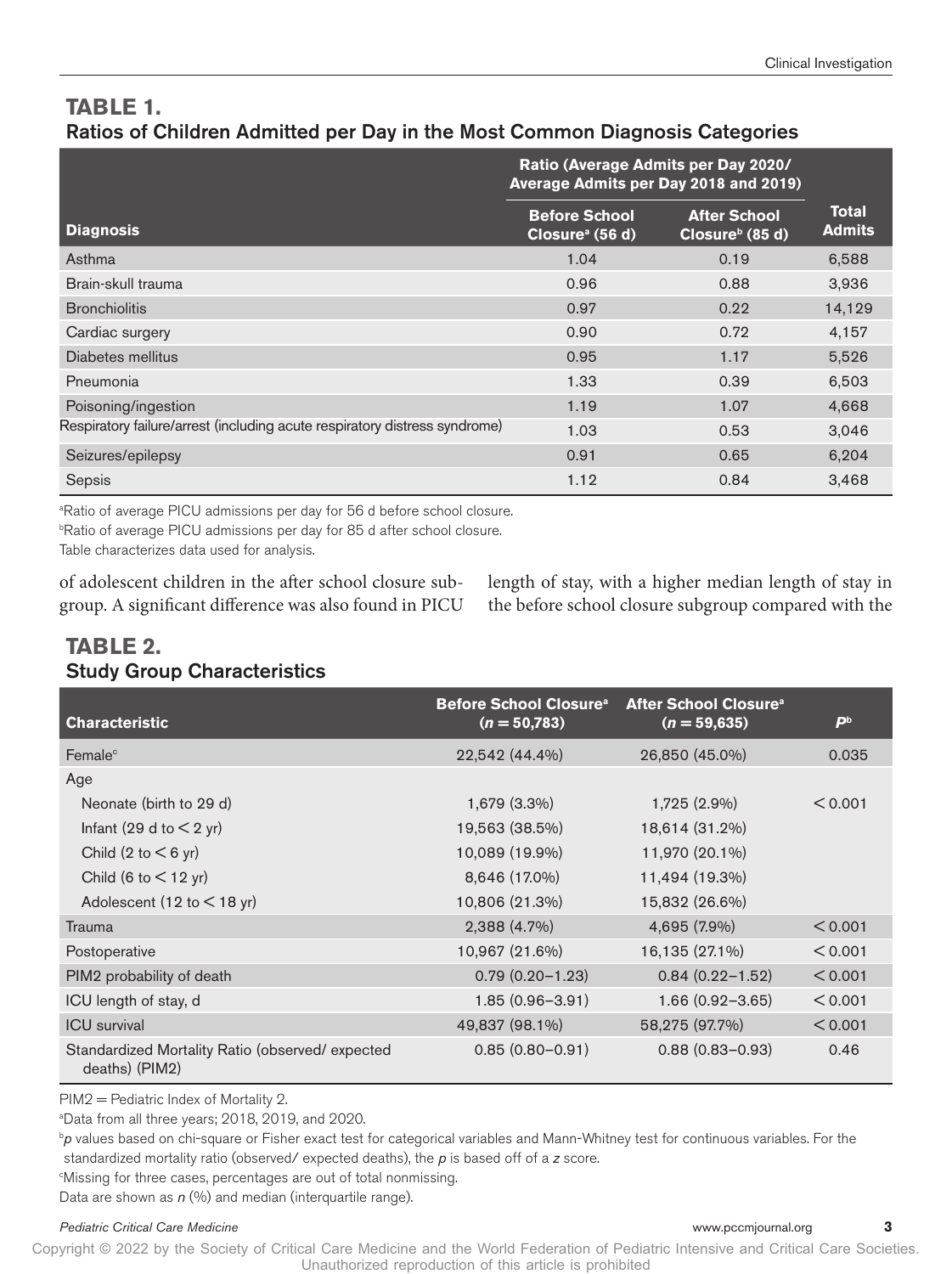## TABLE 1.
### Ratios of Children Admitted per Day in the Most Common Diagnosis Categories

| Diagnosis | Ratio (Average Admits per Day 2020/ Average Admits per Day 2018 and 2019) | | Total Admits |
|---|---|---|---|
| | Before School Closure[a] (56 d) | After School Closure[b] (85 d) | |
| Asthma | 1.04 | 0.19 | 6,588 |
| Brain-skull trauma | 0.96 | 0.88 | 3,936 |
| Bronchiolitis | 0.97 | 0.22 | 14,129 |
| Cardiac surgery | 0.90 | 0.72 | 4,157 |
| Diabetes mellitus | 0.95 | 1.17 | 5,526 |
| Pneumonia | 1.33 | 0.39 | 6,503 |
| Poisoning/ingestion | 1.19 | 1.07 | 4,668 |
| Respiratory failure/arrest (including acute respiratory distress syndrome) | 1.03 | 0.53 | 3,046 |
| Seizures/epilepsy | 0.91 | 0.65 | 6,204 |
| Sepsis | 1.12 | 0.84 | 3,468 |

[a]Ratio of average PICU admissions per day for 56 d before school closure.
[b]Ratio of average PICU admissions per day for 85 d after school closure.
Table characterizes data used for analysis.

of adolescent children in the after school closure subgroup. A significant difference was also found in PICU length of stay, with a higher median length of stay in the before school closure subgroup compared with the

## TABLE 2.
### Study Group Characteristics

| Characteristic | Before School Closure[a] ($n = 50,783$) | After School Closure[a] ($n = 59,635$) | $p$[b] |
|---|---|---|---|
| Female[c] | 22,542 (44.4%) | 26,850 (45.0%) | 0.035 |
| Age | | | |
| Neonate (birth to 29 d) | 1,679 (3.3%) | 1,725 (2.9%) | < 0.001 |
| Infant (29 d to < 2 yr) | 19,563 (38.5%) | 18,614 (31.2%) | |
| Child (2 to < 6 yr) | 10,089 (19.9%) | 11,970 (20.1%) | |
| Child (6 to < 12 yr) | 8,646 (17.0%) | 11,494 (19.3%) | |
| Adolescent (12 to < 18 yr) | 10,806 (21.3%) | 15,832 (26.6%) | |
| Trauma | 2,388 (4.7%) | 4,695 (7.9%) | < 0.001 |
| Postoperative | 10,967 (21.6%) | 16,135 (27.1%) | < 0.001 |
| PIM2 probability of death | 0.79 (0.20–1.23) | 0.84 (0.22–1.52) | < 0.001 |
| ICU length of stay, d | 1.85 (0.96–3.91) | 1.66 (0.92–3.65) | < 0.001 |
| ICU survival | 49,837 (98.1%) | 58,275 (97.7%) | < 0.001 |
| Standardized Mortality Ratio (observed/ expected deaths) (PIM2) | 0.85 (0.80–0.91) | 0.88 (0.83–0.93) | 0.46 |

PIM2 = Pediatric Index of Mortality 2.
[a]Data from all three years; 2018, 2019, and 2020.
[b]$p$ values based on chi-square or Fisher exact test for categorical variables and Mann-Whitney test for continuous variables. For the standardized mortality ratio (observed/ expected deaths), the $p$ is based off of a $z$ score.
[c]Missing for three cases, percentages are out of total nonmissing.
Data are shown as $n$ (%) and median (interquartile range).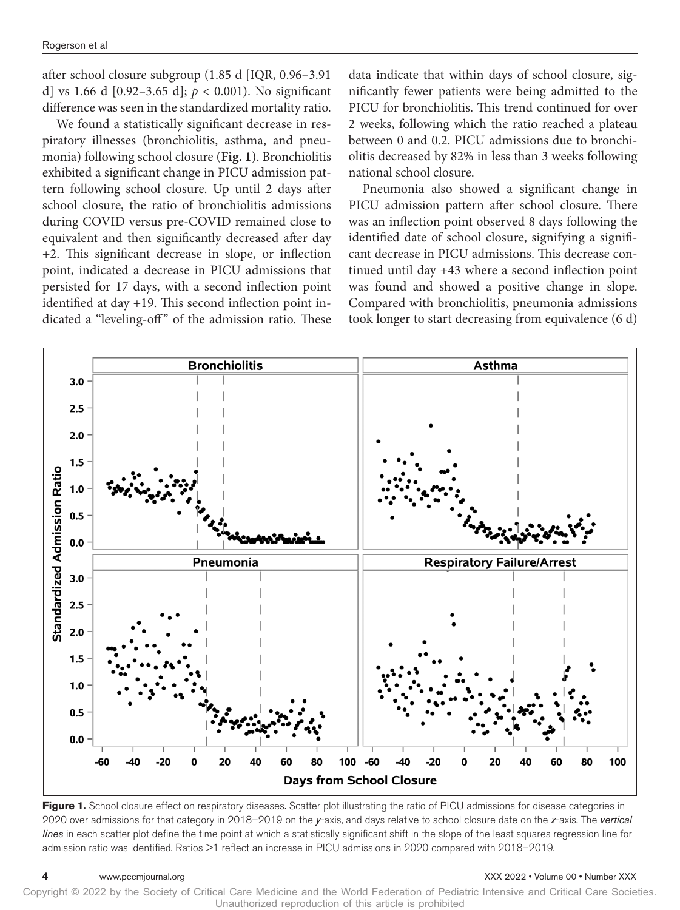after school closure subgroup (1.85 d [IQR, 0.96–3.91 d] vs 1.66 d [0.92–3.65 d]; $p < 0.001$). No significant difference was seen in the standardized mortality ratio.

We found a statistically significant decrease in respiratory illnesses (bronchiolitis, asthma, and pneumonia) following school closure (**Fig. 1**). Bronchiolitis exhibited a significant change in PICU admission pattern following school closure. Up until 2 days after school closure, the ratio of bronchiolitis admissions during COVID versus pre-COVID remained close to equivalent and then significantly decreased after day +2. This significant decrease in slope, or inflection point, indicated a decrease in PICU admissions that persisted for 17 days, with a second inflection point identified at day +19. This second inflection point indicated a "leveling-off" of the admission ratio. These data indicate that within days of school closure, significantly fewer patients were being admitted to the PICU for bronchiolitis. This trend continued for over 2 weeks, following which the ratio reached a plateau between 0 and 0.2. PICU admissions due to bronchiolitis decreased by 82% in less than 3 weeks following national school closure.

Pneumonia also showed a significant change in PICU admission pattern after school closure. There was an inflection point observed 8 days following the identified date of school closure, signifying a significant decrease in PICU admissions. This decrease continued until day +43 where a second inflection point was found and showed a positive change in slope. Compared with bronchiolitis, pneumonia admissions took longer to start decreasing from equivalence (6 d)

**Figure 1.** School closure effect on respiratory diseases. Scatter plot illustrating the ratio of PICU admissions for disease categories in 2020 over admissions for that category in 2018–2019 on the *y*-axis, and days relative to school closure date on the *x*-axis. The *vertical lines* in each scatter plot define the time point at which a statistically significant shift in the slope of the least squares regression line for admission ratio was identified. Ratios >1 reflect an increase in PICU admissions in 2020 compared with 2018–2019.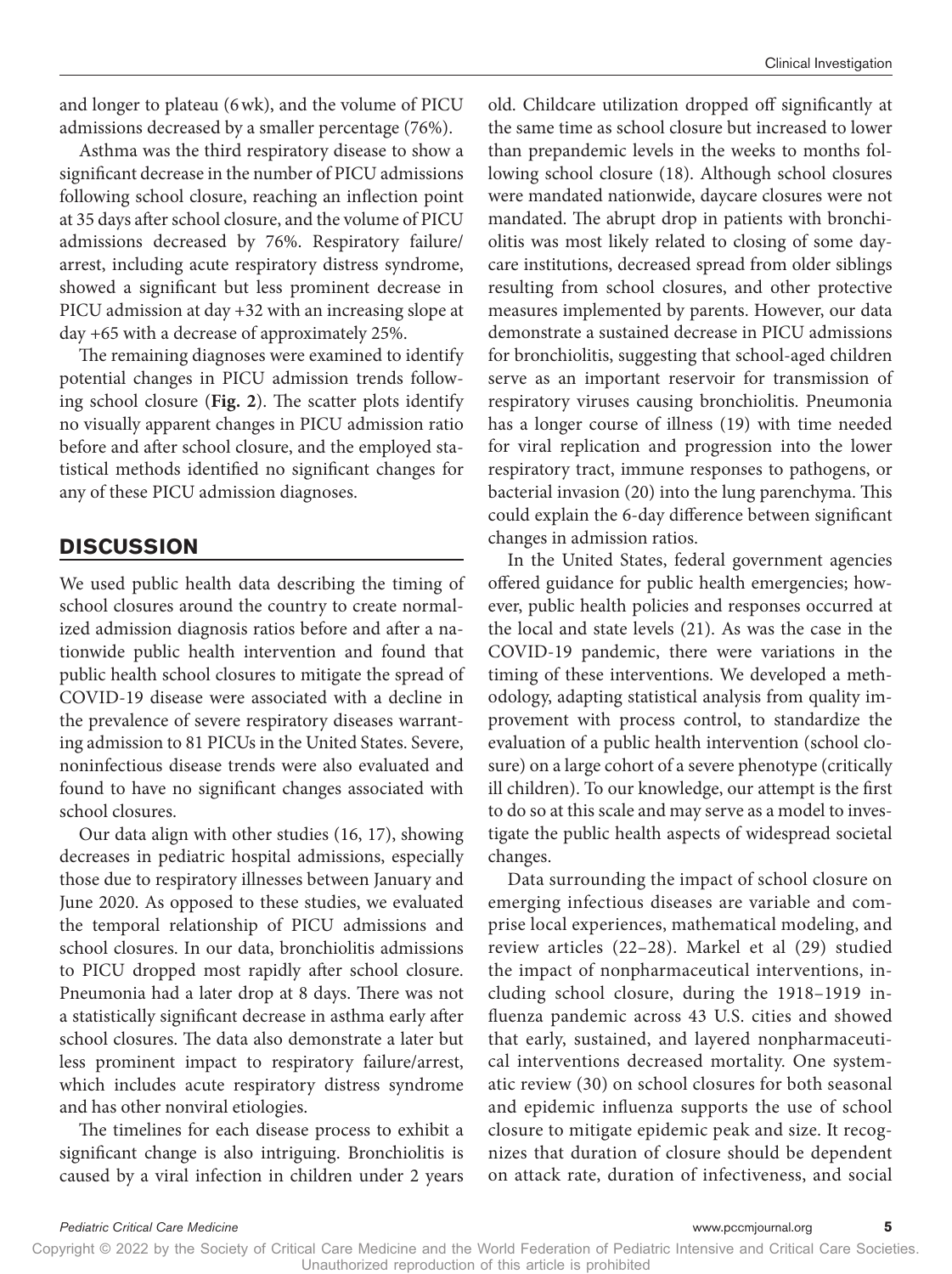and longer to plateau (6 wk), and the volume of PICU admissions decreased by a smaller percentage (76%).

Asthma was the third respiratory disease to show a significant decrease in the number of PICU admissions following school closure, reaching an inflection point at 35 days after school closure, and the volume of PICU admissions decreased by 76%. Respiratory failure/arrest, including acute respiratory distress syndrome, showed a significant but less prominent decrease in PICU admission at day +32 with an increasing slope at day +65 with a decrease of approximately 25%.

The remaining diagnoses were examined to identify potential changes in PICU admission trends following school closure (**Fig. 2**). The scatter plots identify no visually apparent changes in PICU admission ratio before and after school closure, and the employed statistical methods identified no significant changes for any of these PICU admission diagnoses.

## DISCUSSION

We used public health data describing the timing of school closures around the country to create normalized admission diagnosis ratios before and after a nationwide public health intervention and found that public health school closures to mitigate the spread of COVID-19 disease were associated with a decline in the prevalence of severe respiratory diseases warranting admission to 81 PICUs in the United States. Severe, noninfectious disease trends were also evaluated and found to have no significant changes associated with school closures.

Our data align with other studies (16, 17), showing decreases in pediatric hospital admissions, especially those due to respiratory illnesses between January and June 2020. As opposed to these studies, we evaluated the temporal relationship of PICU admissions and school closures. In our data, bronchiolitis admissions to PICU dropped most rapidly after school closure. Pneumonia had a later drop at 8 days. There was not a statistically significant decrease in asthma early after school closures. The data also demonstrate a later but less prominent impact to respiratory failure/arrest, which includes acute respiratory distress syndrome and has other nonviral etiologies.

The timelines for each disease process to exhibit a significant change is also intriguing. Bronchiolitis is caused by a viral infection in children under 2 years old. Childcare utilization dropped off significantly at the same time as school closure but increased to lower than prepandemic levels in the weeks to months following school closure (18). Although school closures were mandated nationwide, daycare closures were not mandated. The abrupt drop in patients with bronchiolitis was most likely related to closing of some daycare institutions, decreased spread from older siblings resulting from school closures, and other protective measures implemented by parents. However, our data demonstrate a sustained decrease in PICU admissions for bronchiolitis, suggesting that school-aged children serve as an important reservoir for transmission of respiratory viruses causing bronchiolitis. Pneumonia has a longer course of illness (19) with time needed for viral replication and progression into the lower respiratory tract, immune responses to pathogens, or bacterial invasion (20) into the lung parenchyma. This could explain the 6-day difference between significant changes in admission ratios.

In the United States, federal government agencies offered guidance for public health emergencies; however, public health policies and responses occurred at the local and state levels (21). As was the case in the COVID-19 pandemic, there were variations in the timing of these interventions. We developed a methodology, adapting statistical analysis from quality improvement with process control, to standardize the evaluation of a public health intervention (school closure) on a large cohort of a severe phenotype (critically ill children). To our knowledge, our attempt is the first to do so at this scale and may serve as a model to investigate the public health aspects of widespread societal changes.

Data surrounding the impact of school closure on emerging infectious diseases are variable and comprise local experiences, mathematical modeling, and review articles (22–28). Markel et al (29) studied the impact of nonpharmaceutical interventions, including school closure, during the 1918–1919 influenza pandemic across 43 U.S. cities and showed that early, sustained, and layered nonpharmaceutical interventions decreased mortality. One systematic review (30) on school closures for both seasonal and epidemic influenza supports the use of school closure to mitigate epidemic peak and size. It recognizes that duration of closure should be dependent on attack rate, duration of infectiveness, and social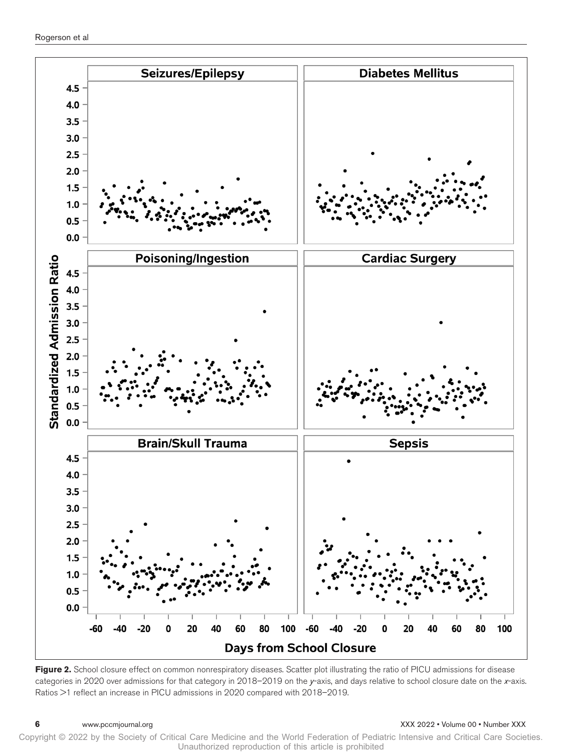**Figure 2.** School closure effect on common nonrespiratory diseases. Scatter plot illustrating the ratio of PICU admissions for disease categories in 2020 over admissions for that category in 2018–2019 on the *y*-axis, and days relative to school closure date on the *x*-axis. Ratios >1 reflect an increase in PICU admissions in 2020 compared with 2018–2019.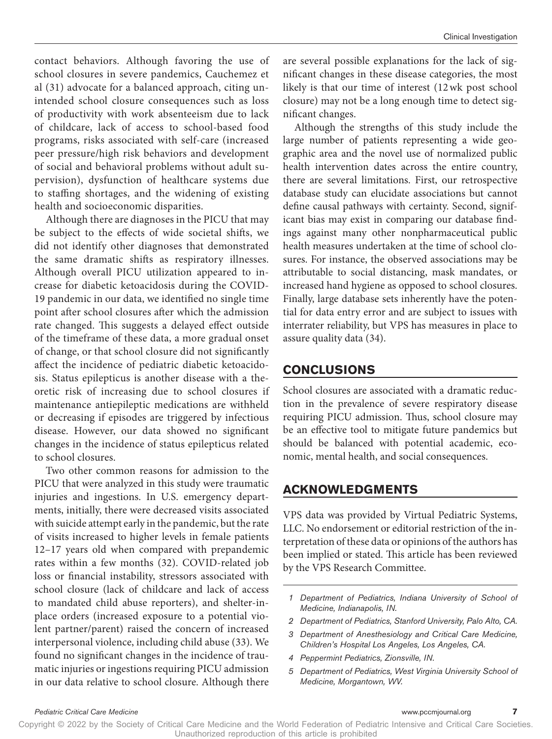contact behaviors. Although favoring the use of school closures in severe pandemics, Cauchemez et al (31) advocate for a balanced approach, citing unintended school closure consequences such as loss of productivity with work absenteeism due to lack of childcare, lack of access to school-based food programs, risks associated with self-care (increased peer pressure/high risk behaviors and development of social and behavioral problems without adult supervision), dysfunction of healthcare systems due to staffing shortages, and the widening of existing health and socioeconomic disparities.

Although there are diagnoses in the PICU that may be subject to the effects of wide societal shifts, we did not identify other diagnoses that demonstrated the same dramatic shifts as respiratory illnesses. Although overall PICU utilization appeared to increase for diabetic ketoacidosis during the COVID-19 pandemic in our data, we identified no single time point after school closures after which the admission rate changed. This suggests a delayed effect outside of the timeframe of these data, a more gradual onset of change, or that school closure did not significantly affect the incidence of pediatric diabetic ketoacidosis. Status epilepticus is another disease with a theoretic risk of increasing due to school closures if maintenance antiepileptic medications are withheld or decreasing if episodes are triggered by infectious disease. However, our data showed no significant changes in the incidence of status epilepticus related to school closures.

Two other common reasons for admission to the PICU that were analyzed in this study were traumatic injuries and ingestions. In U.S. emergency departments, initially, there were decreased visits associated with suicide attempt early in the pandemic, but the rate of visits increased to higher levels in female patients 12–17 years old when compared with prepandemic rates within a few months (32). COVID-related job loss or financial instability, stressors associated with school closure (lack of childcare and lack of access to mandated child abuse reporters), and shelter-in-place orders (increased exposure to a potential violent partner/parent) raised the concern of increased interpersonal violence, including child abuse (33). We found no significant changes in the incidence of traumatic injuries or ingestions requiring PICU admission in our data relative to school closure. Although there are several possible explanations for the lack of significant changes in these disease categories, the most likely is that our time of interest (12 wk post school closure) may not be a long enough time to detect significant changes.

Although the strengths of this study include the large number of patients representing a wide geographic area and the novel use of normalized public health intervention dates across the entire country, there are several limitations. First, our retrospective database study can elucidate associations but cannot define causal pathways with certainty. Second, significant bias may exist in comparing our database findings against many other nonpharmaceutical public health measures undertaken at the time of school closures. For instance, the observed associations may be attributable to social distancing, mask mandates, or increased hand hygiene as opposed to school closures. Finally, large database sets inherently have the potential for data entry error and are subject to issues with interrater reliability, but VPS has measures in place to assure quality data (34).

## CONCLUSIONS

School closures are associated with a dramatic reduction in the prevalence of severe respiratory disease requiring PICU admission. Thus, school closure may be an effective tool to mitigate future pandemics but should be balanced with potential academic, economic, mental health, and social consequences.

## ACKNOWLEDGMENTS

VPS data was provided by Virtual Pediatric Systems, LLC. No endorsement or editorial restriction of the interpretation of these data or opinions of the authors has been implied or stated. This article has been reviewed by the VPS Research Committee.

1 Department of Pediatrics, Indiana University of School of Medicine, Indianapolis, IN.

2 Department of Pediatrics, Stanford University, Palo Alto, CA.

3 Department of Anesthesiology and Critical Care Medicine, Children's Hospital Los Angeles, Los Angeles, CA.

4 Peppermint Pediatrics, Zionsville, IN.

5 Department of Pediatrics, West Virginia University School of Medicine, Morgantown, WV.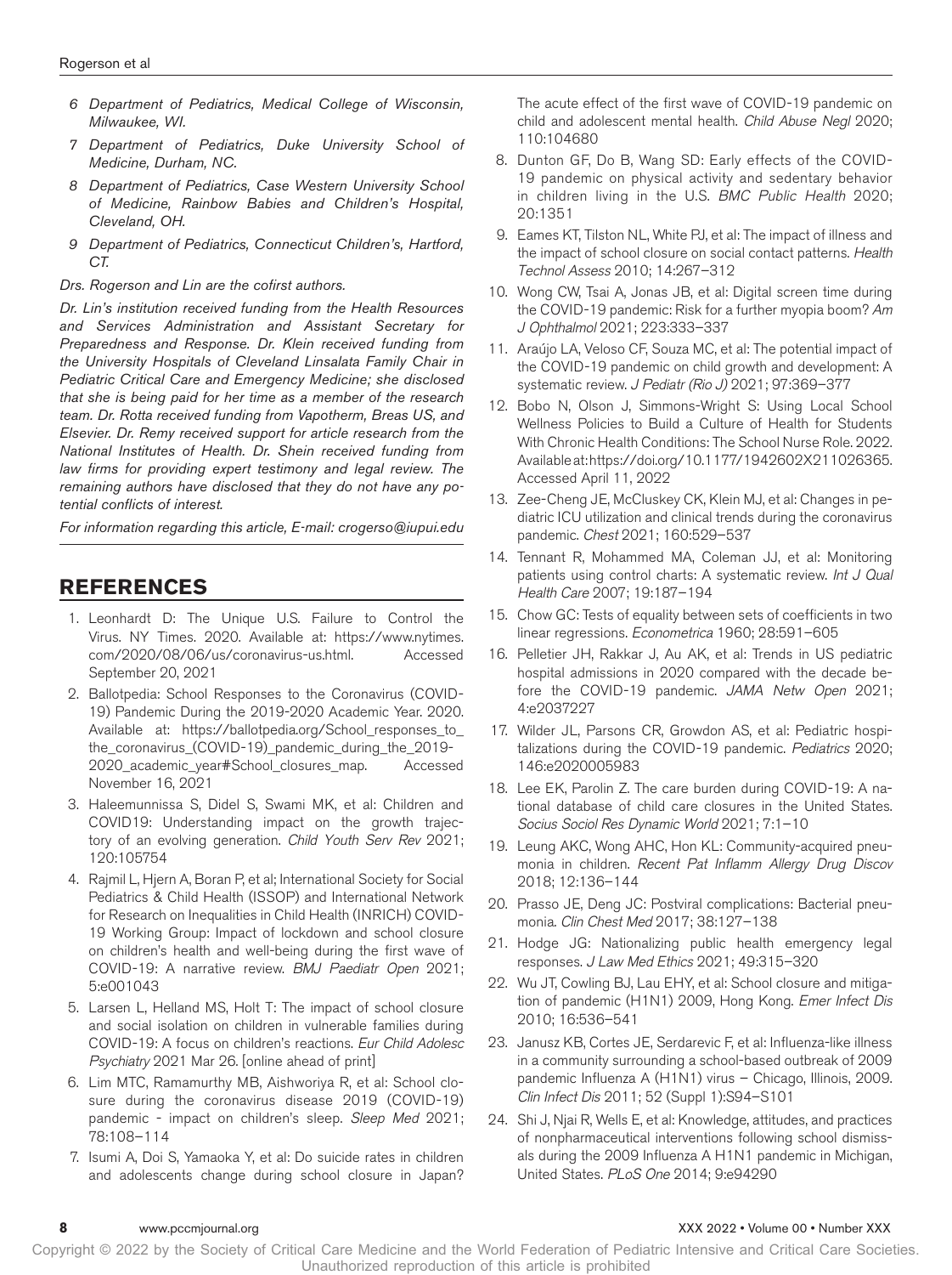*6 Department of Pediatrics, Medical College of Wisconsin, Milwaukee, WI.*

*7 Department of Pediatrics, Duke University School of Medicine, Durham, NC.*

*8 Department of Pediatrics, Case Western University School of Medicine, Rainbow Babies and Children's Hospital, Cleveland, OH.*

*9 Department of Pediatrics, Connecticut Children's, Hartford, CT.*

*Drs. Rogerson and Lin are the cofirst authors.*

*Dr. Lin's institution received funding from the Health Resources and Services Administration and Assistant Secretary for Preparedness and Response. Dr. Klein received funding from the University Hospitals of Cleveland Linsalata Family Chair in Pediatric Critical Care and Emergency Medicine; she disclosed that she is being paid for her time as a member of the research team. Dr. Rotta received funding from Vapotherm, Breas US, and Elsevier. Dr. Remy received support for article research from the National Institutes of Health. Dr. Shein received funding from law firms for providing expert testimony and legal review. The remaining authors have disclosed that they do not have any potential conflicts of interest.*

*For information regarding this article, E-mail: crogerso@iupui.edu*

## REFERENCES

1. Leonhardt D: The Unique U.S. Failure to Control the Virus. NY Times. 2020. Available at: https://www.nytimes.com/2020/08/06/us/coronavirus-us.html. Accessed September 20, 2021
2. Ballotpedia: School Responses to the Coronavirus (COVID-19) Pandemic During the 2019-2020 Academic Year. 2020. Available at: https://ballotpedia.org/School_responses_to_the_coronavirus_(COVID-19)_pandemic_during_the_2019-2020_academic_year#School_closures_map. Accessed November 16, 2021
3. Haleemunnissa S, Didel S, Swami MK, et al: Children and COVID19: Understanding impact on the growth trajectory of an evolving generation. *Child Youth Serv Rev* 2021; 120:105754
4. Rajmil L, Hjern A, Boran P, et al; International Society for Social Pediatrics & Child Health (ISSOP) and International Network for Research on Inequalities in Child Health (INRICH) COVID-19 Working Group: Impact of lockdown and school closure on children's health and well-being during the first wave of COVID-19: A narrative review. *BMJ Paediatr Open* 2021; 5:e001043
5. Larsen L, Helland MS, Holt T: The impact of school closure and social isolation on children in vulnerable families during COVID-19: A focus on children's reactions. *Eur Child Adolesc Psychiatry* 2021 Mar 26. [online ahead of print]
6. Lim MTC, Ramamurthy MB, Aishworiya R, et al: School closure during the coronavirus disease 2019 (COVID-19) pandemic - impact on children's sleep. *Sleep Med* 2021; 78:108–114
7. Isumi A, Doi S, Yamaoka Y, et al: Do suicide rates in children and adolescents change during school closure in Japan? The acute effect of the first wave of COVID-19 pandemic on child and adolescent mental health. *Child Abuse Negl* 2020; 110:104680
8. Dunton GF, Do B, Wang SD: Early effects of the COVID-19 pandemic on physical activity and sedentary behavior in children living in the U.S. *BMC Public Health* 2020; 20:1351
9. Eames KT, Tilston NL, White PJ, et al: The impact of illness and the impact of school closure on social contact patterns. *Health Technol Assess* 2010; 14:267–312
10. Wong CW, Tsai A, Jonas JB, et al: Digital screen time during the COVID-19 pandemic: Risk for a further myopia boom? *Am J Ophthalmol* 2021; 223:333–337
11. Araújo LA, Veloso CF, Souza MC, et al: The potential impact of the COVID-19 pandemic on child growth and development: A systematic review. *J Pediatr (Rio J)* 2021; 97:369–377
12. Bobo N, Olson J, Simmons-Wright S: Using Local School Wellness Policies to Build a Culture of Health for Students With Chronic Health Conditions: The School Nurse Role. 2022. Available at: https://doi.org/10.1177/1942602X211026365. Accessed April 11, 2022
13. Zee-Cheng JE, McCluskey CK, Klein MJ, et al: Changes in pediatric ICU utilization and clinical trends during the coronavirus pandemic. *Chest* 2021; 160:529–537
14. Tennant R, Mohammed MA, Coleman JJ, et al: Monitoring patients using control charts: A systematic review. *Int J Qual Health Care* 2007; 19:187–194
15. Chow GC: Tests of equality between sets of coefficients in two linear regressions. *Econometrica* 1960; 28:591–605
16. Pelletier JH, Rakkar J, Au AK, et al: Trends in US pediatric hospital admissions in 2020 compared with the decade before the COVID-19 pandemic. *JAMA Netw Open* 2021; 4:e2037227
17. Wilder JL, Parsons CR, Growdon AS, et al: Pediatric hospitalizations during the COVID-19 pandemic. *Pediatrics* 2020; 146:e2020005983
18. Lee EK, Parolin Z. The care burden during COVID-19: A national database of child care closures in the United States. *Socius Sociol Res Dynamic World* 2021; 7:1–10
19. Leung AKC, Wong AHC, Hon KL: Community-acquired pneumonia in children. *Recent Pat Inflamm Allergy Drug Discov* 2018; 12:136–144
20. Prasso JE, Deng JC: Postviral complications: Bacterial pneumonia. *Clin Chest Med* 2017; 38:127–138
21. Hodge JG: Nationalizing public health emergency legal responses. *J Law Med Ethics* 2021; 49:315–320
22. Wu JT, Cowling BJ, Lau EHY, et al: School closure and mitigation of pandemic (H1N1) 2009, Hong Kong. *Emer Infect Dis* 2010; 16:536–541
23. Janusz KB, Cortes JE, Serdarevic F, et al: Influenza-like illness in a community surrounding a school-based outbreak of 2009 pandemic Influenza A (H1N1) virus – Chicago, Illinois, 2009. *Clin Infect Dis* 2011; 52 (Suppl 1):S94–S101
24. Shi J, Njai R, Wells E, et al: Knowledge, attitudes, and practices of nonpharmaceutical interventions following school dismissals during the 2009 Influenza A H1N1 pandemic in Michigan, United States. *PLoS One* 2014; 9:e94290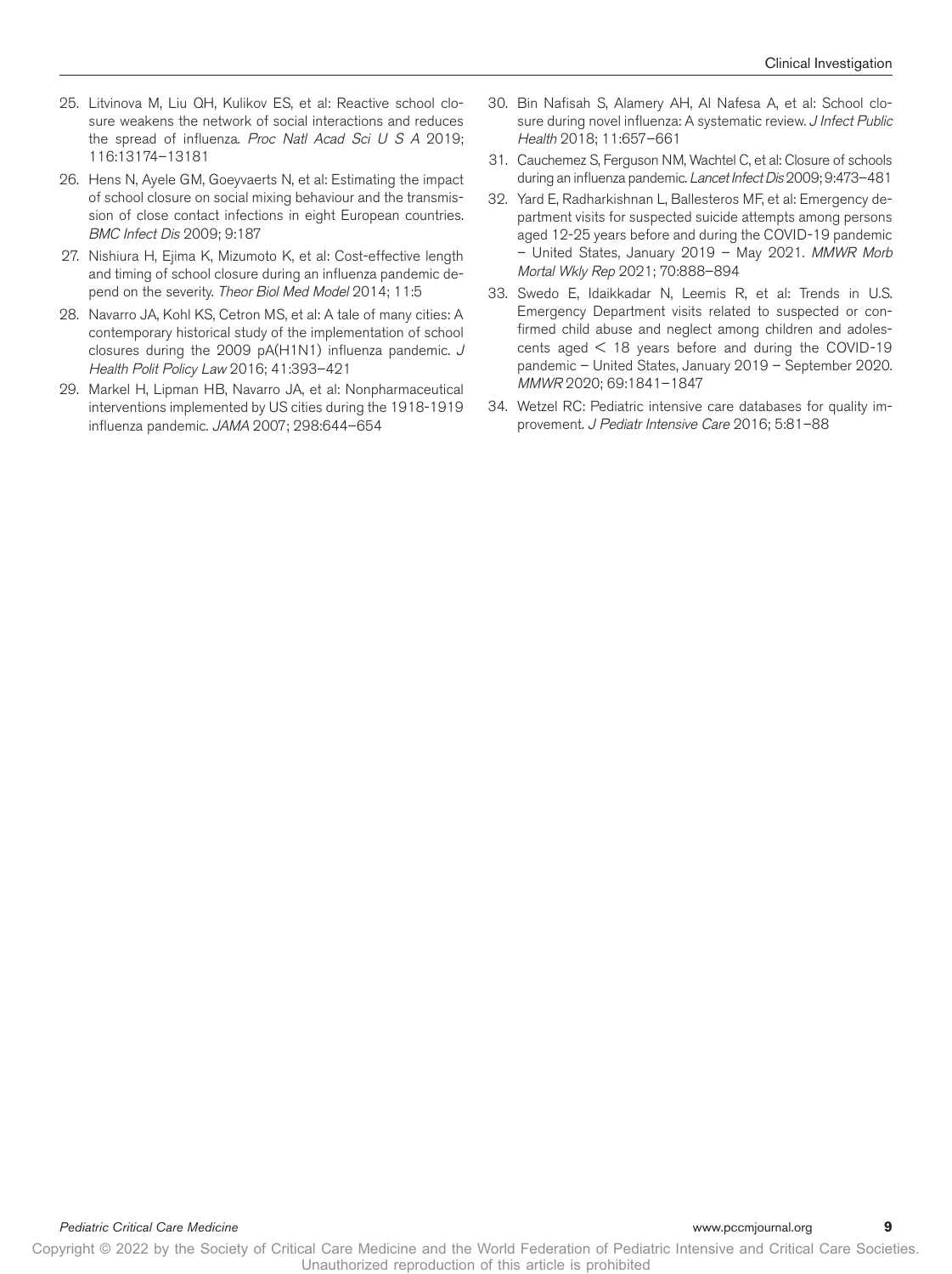25. Litvinova M, Liu QH, Kulikov ES, et al: Reactive school closure weakens the network of social interactions and reduces the spread of influenza. *Proc Natl Acad Sci U S A* 2019; 116:13174–13181
26. Hens N, Ayele GM, Goeyvaerts N, et al: Estimating the impact of school closure on social mixing behaviour and the transmission of close contact infections in eight European countries. *BMC Infect Dis* 2009; 9:187
27. Nishiura H, Ejima K, Mizumoto K, et al: Cost-effective length and timing of school closure during an influenza pandemic depend on the severity. *Theor Biol Med Model* 2014; 11:5
28. Navarro JA, Kohl KS, Cetron MS, et al: A tale of many cities: A contemporary historical study of the implementation of school closures during the 2009 pA(H1N1) influenza pandemic. *J Health Polit Policy Law* 2016; 41:393–421
29. Markel H, Lipman HB, Navarro JA, et al: Nonpharmaceutical interventions implemented by US cities during the 1918-1919 influenza pandemic. *JAMA* 2007; 298:644–654
30. Bin Nafisah S, Alamery AH, Al Nafesa A, et al: School closure during novel influenza: A systematic review. *J Infect Public Health* 2018; 11:657–661
31. Cauchemez S, Ferguson NM, Wachtel C, et al: Closure of schools during an influenza pandemic. *Lancet Infect Dis* 2009; 9:473–481
32. Yard E, Radharkishnan L, Ballesteros MF, et al: Emergency department visits for suspected suicide attempts among persons aged 12-25 years before and during the COVID-19 pandemic – United States, January 2019 – May 2021. *MMWR Morb Mortal Wkly Rep* 2021; 70:888–894
33. Swedo E, Idaikkadar N, Leemis R, et al: Trends in U.S. Emergency Department visits related to suspected or confirmed child abuse and neglect among children and adolescents aged < 18 years before and during the COVID-19 pandemic – United States, January 2019 – September 2020. *MMWR* 2020; 69:1841–1847
34. Wetzel RC: Pediatric intensive care databases for quality improvement. *J Pediatr Intensive Care* 2016; 5:81–88